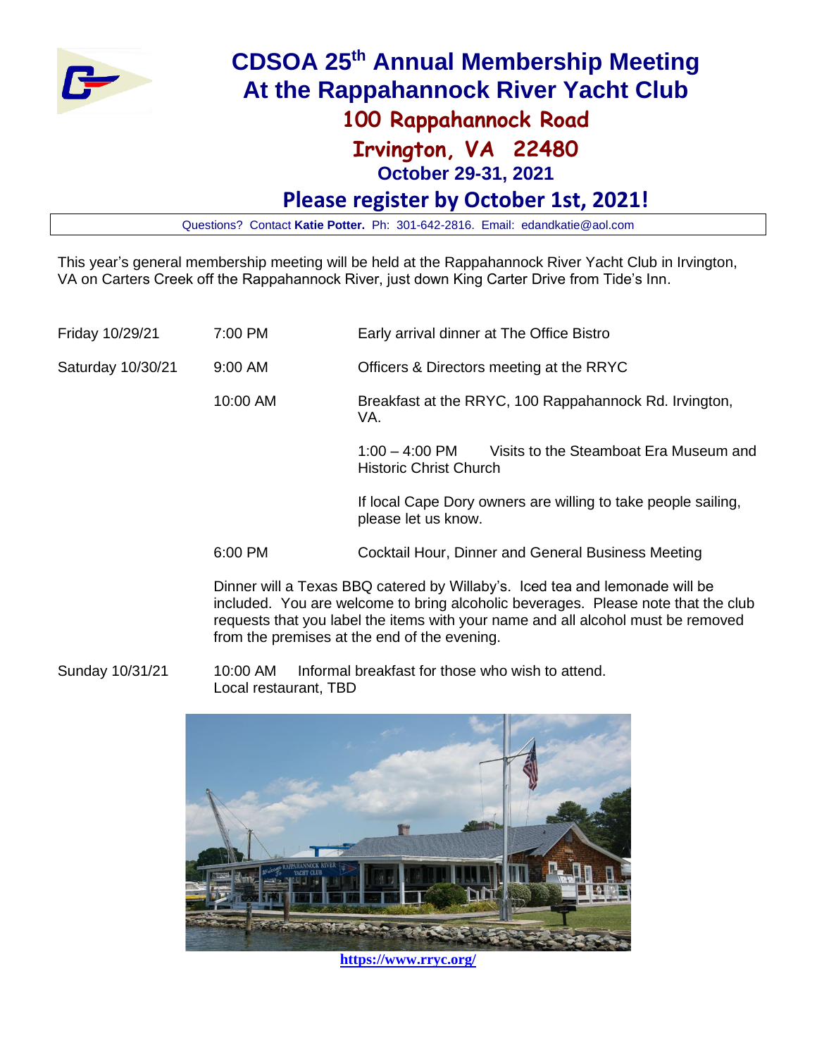# CDSOA 25th Annual Membership Meeting
# At the Rappahannock River Yacht Club

## 100 Rappahannock Road
## Irvington, VA 22480
### October 29-31, 2021

## Please register by October 1st, 2021!

Questions? Contact **Katie Potter.** Ph: 301-642-2816. Email: edandkatie@aol.com

This year's general membership meeting will be held at the Rappahannock River Yacht Club in Irvington, VA on Carters Creek off the Rappahannock River, just down King Carter Drive from Tide's Inn.

| | | |
|---|---|---|
| Friday 10/29/21 | 7:00 PM | Early arrival dinner at The Office Bistro |
| Saturday 10/30/21 | 9:00 AM | Officers & Directors meeting at the RRYC |
| | 10:00 AM | Breakfast at the RRYC, 100 Rappahannock Rd. Irvington, VA. |
| | | 1:00 – 4:00 PM Visits to the Steamboat Era Museum and Historic Christ Church |
| | | If local Cape Dory owners are willing to take people sailing, please let us know. |
| | 6:00 PM | Cocktail Hour, Dinner and General Business Meeting |

Dinner will a Texas BBQ catered by Willaby's. Iced tea and lemonade will be included. You are welcome to bring alcoholic beverages. Please note that the club requests that you label the items with your name and all alcohol must be removed from the premises at the end of the evening.

Sunday 10/31/21 10:00 AM Informal breakfast for those who wish to attend. Local restaurant, TBD

https://www.rryc.org/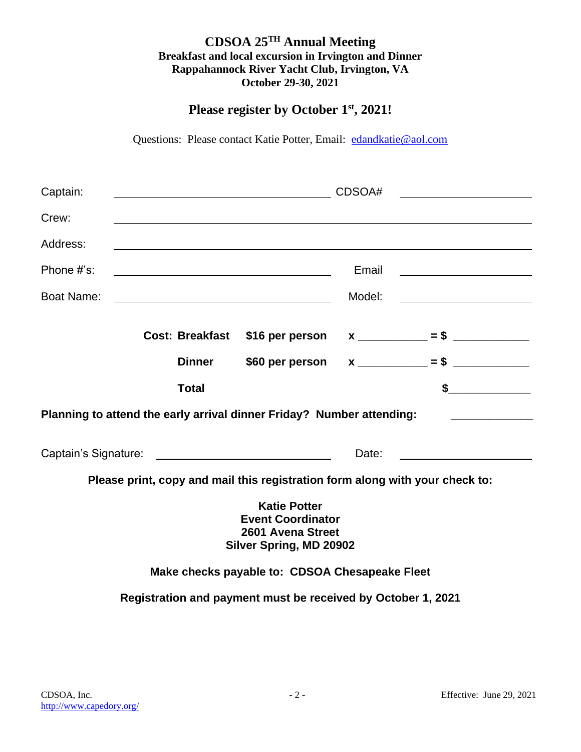# CDSOA 25$^{TH}$ Annual Meeting

**Breakfast and local excursion in Irvington and Dinner**
**Rappahannock River Yacht Club, Irvington, VA**
**October 29-30, 2021**

## Please register by October 1st, 2021!

Questions: Please contact Katie Potter, Email: edandkatie@aol.com

Captain: ______________________ CDSOA# ______________

Crew: ______________________________________________

Address: ____________________________________________

Phone #'s: ______________________ Email ______________

Boat Name: ______________________ Model: ______________

| | | | | |
|---|---|---|---|---|
| **Cost: Breakfast** | **$16 per person** | **x** ________ | **= $** ________ | |
| **Dinner** | **$60 per person** | **x** ________ | **= $** ________ | |
| **Total** | | | **$**________ | |

**Planning to attend the early arrival dinner Friday? Number attending:** ________

Captain's Signature: ______________________ Date: ______________

**Please print, copy and mail this registration form along with your check to:**

**Katie Potter**
**Event Coordinator**
**2601 Avena Street**
**Silver Spring, MD 20902**

**Make checks payable to: CDSOA Chesapeake Fleet**

**Registration and payment must be received by October 1, 2021**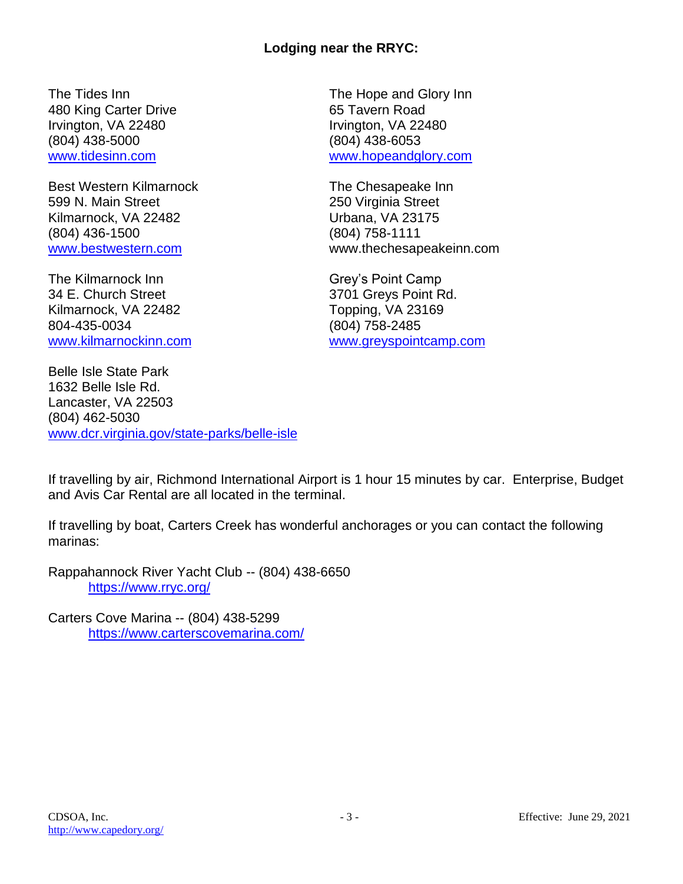## Lodging near the RRYC:

The Tides Inn
480 King Carter Drive
Irvington, VA 22480
(804) 438-5000
www.tidesinn.com

Best Western Kilmarnock
599 N. Main Street
Kilmarnock, VA 22482
(804) 436-1500
www.bestwestern.com

The Kilmarnock Inn
34 E. Church Street
Kilmarnock, VA 22482
804-435-0034
www.kilmarnockinn.com

Belle Isle State Park
1632 Belle Isle Rd.
Lancaster, VA 22503
(804) 462-5030
www.dcr.virginia.gov/state-parks/belle-isle

The Hope and Glory Inn
65 Tavern Road
Irvington, VA 22480
(804) 438-6053
www.hopeandglory.com

The Chesapeake Inn
250 Virginia Street
Urbana, VA 23175
(804) 758-1111
www.thechesapeakeinn.com

Grey's Point Camp
3701 Greys Point Rd.
Topping, VA 23169
(804) 758-2485
www.greyspointcamp.com

If travelling by air, Richmond International Airport is 1 hour 15 minutes by car. Enterprise, Budget and Avis Car Rental are all located in the terminal.

If travelling by boat, Carters Creek has wonderful anchorages or you can contact the following marinas:

Rappahannock River Yacht Club -- (804) 438-6650
https://www.rryc.org/

Carters Cove Marina -- (804) 438-5299
https://www.carterscovemarina.com/